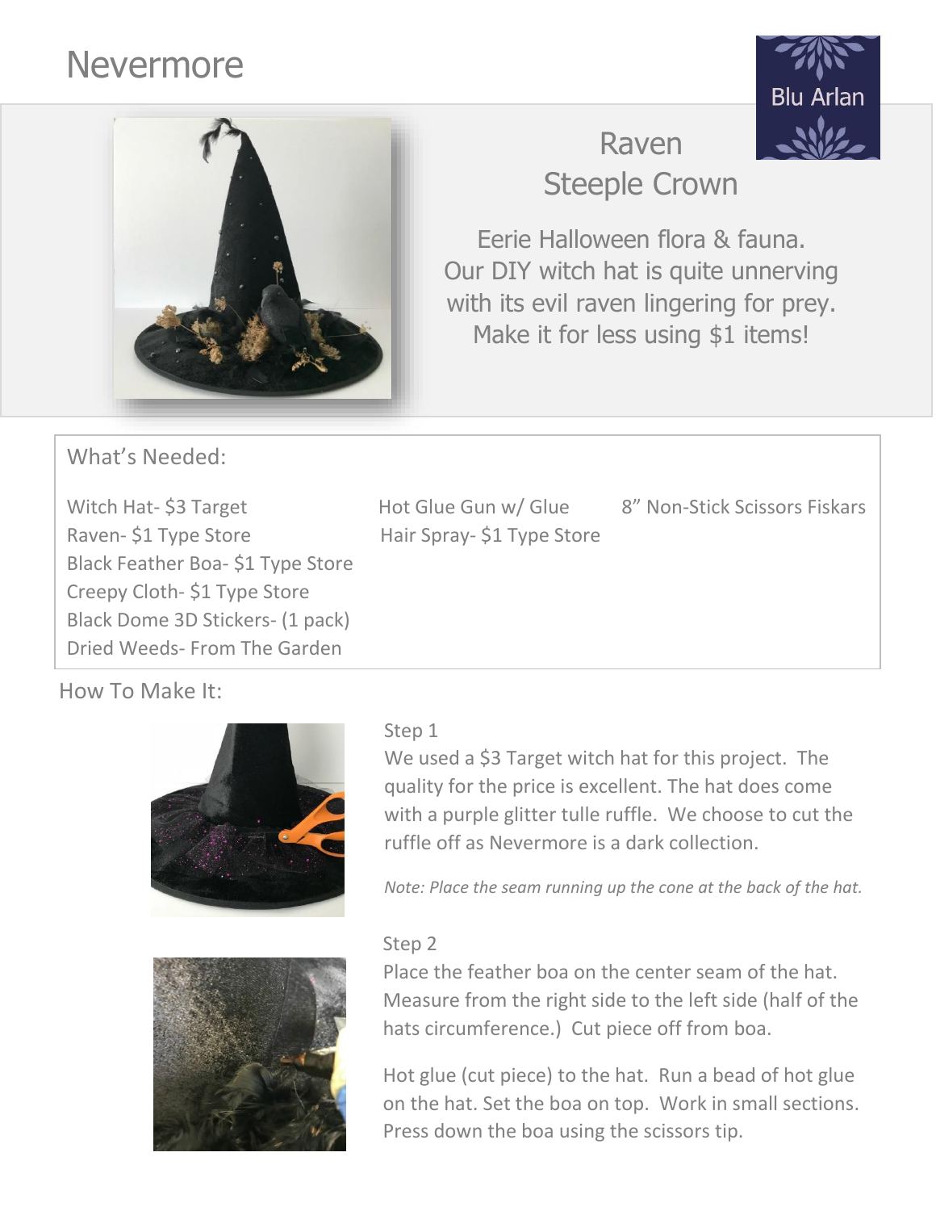# Nevermore

Blu Arlan

## Raven Steeple Crown

Eerie Halloween flora & fauna.
Our DIY witch hat is quite unnerving with its evil raven lingering for prey.
Make it for less using $1 items!

### What's Needed:

Witch Hat- $3 Target
Raven- $1 Type Store
Black Feather Boa- $1 Type Store
Creepy Cloth- $1 Type Store
Black Dome 3D Stickers- (1 pack)
Dried Weeds- From The Garden

Hot Glue Gun w/ Glue
Hair Spray- $1 Type Store

8" Non-Stick Scissors Fiskars

### How To Make It:

Step 1

We used a $3 Target witch hat for this project. The quality for the price is excellent. The hat does come with a purple glitter tulle ruffle. We choose to cut the ruffle off as Nevermore is a dark collection.

*Note: Place the seam running up the cone at the back of the hat.*

Step 2

Place the feather boa on the center seam of the hat. Measure from the right side to the left side (half of the hats circumference.) Cut piece off from boa.

Hot glue (cut piece) to the hat. Run a bead of hot glue on the hat. Set the boa on top. Work in small sections. Press down the boa using the scissors tip.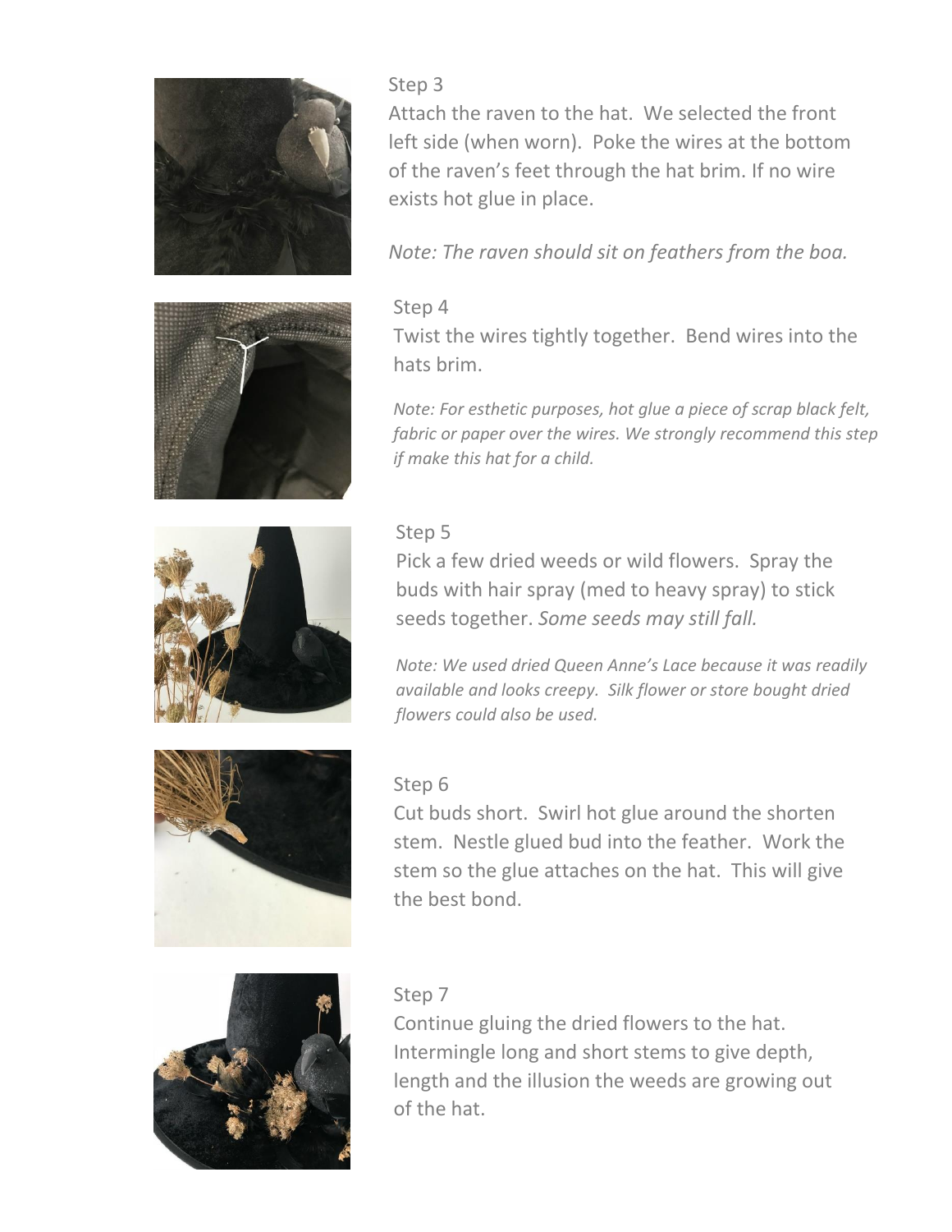Step 3

Attach the raven to the hat. We selected the front left side (when worn). Poke the wires at the bottom of the raven's feet through the hat brim. If no wire exists hot glue in place.

*Note: The raven should sit on feathers from the boa.*

Step 4

Twist the wires tightly together. Bend wires into the hats brim.

*Note: For esthetic purposes, hot glue a piece of scrap black felt, fabric or paper over the wires. We strongly recommend this step if make this hat for a child.*

Step 5

Pick a few dried weeds or wild flowers. Spray the buds with hair spray (med to heavy spray) to stick seeds together. *Some seeds may still fall.*

*Note: We used dried Queen Anne's Lace because it was readily available and looks creepy. Silk flower or store bought dried flowers could also be used.*

Step 6

Cut buds short. Swirl hot glue around the shorten stem. Nestle glued bud into the feather. Work the stem so the glue attaches on the hat. This will give the best bond.

Step 7

Continue gluing the dried flowers to the hat. Intermingle long and short stems to give depth, length and the illusion the weeds are growing out of the hat.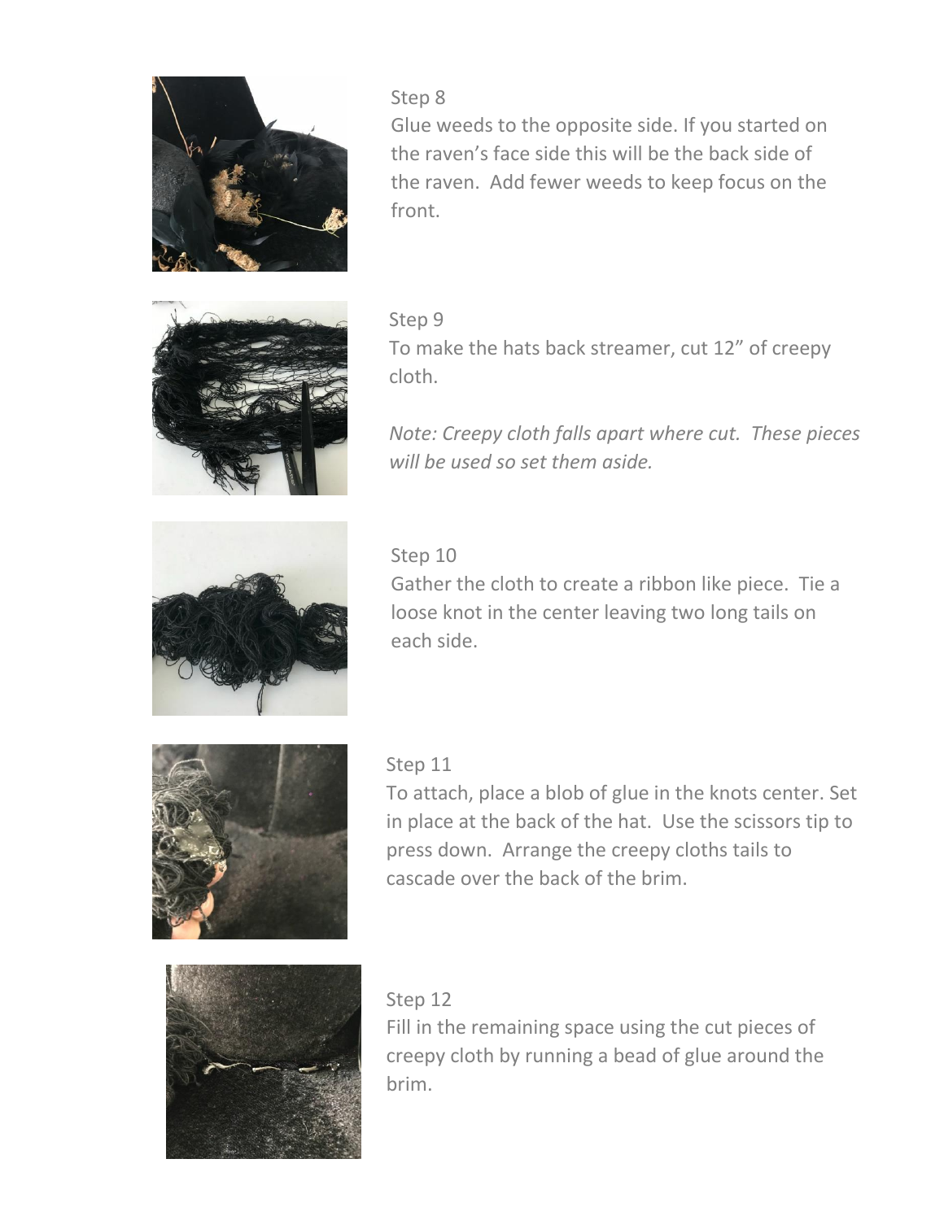Step 8
Glue weeds to the opposite side. If you started on the raven's face side this will be the back side of the raven. Add fewer weeds to keep focus on the front.

Step 9
To make the hats back streamer, cut 12" of creepy cloth.

*Note: Creepy cloth falls apart where cut. These pieces will be used so set them aside.*

Step 10
Gather the cloth to create a ribbon like piece. Tie a loose knot in the center leaving two long tails on each side.

Step 11
To attach, place a blob of glue in the knots center. Set in place at the back of the hat. Use the scissors tip to press down. Arrange the creepy cloths tails to cascade over the back of the brim.

Step 12
Fill in the remaining space using the cut pieces of creepy cloth by running a bead of glue around the brim.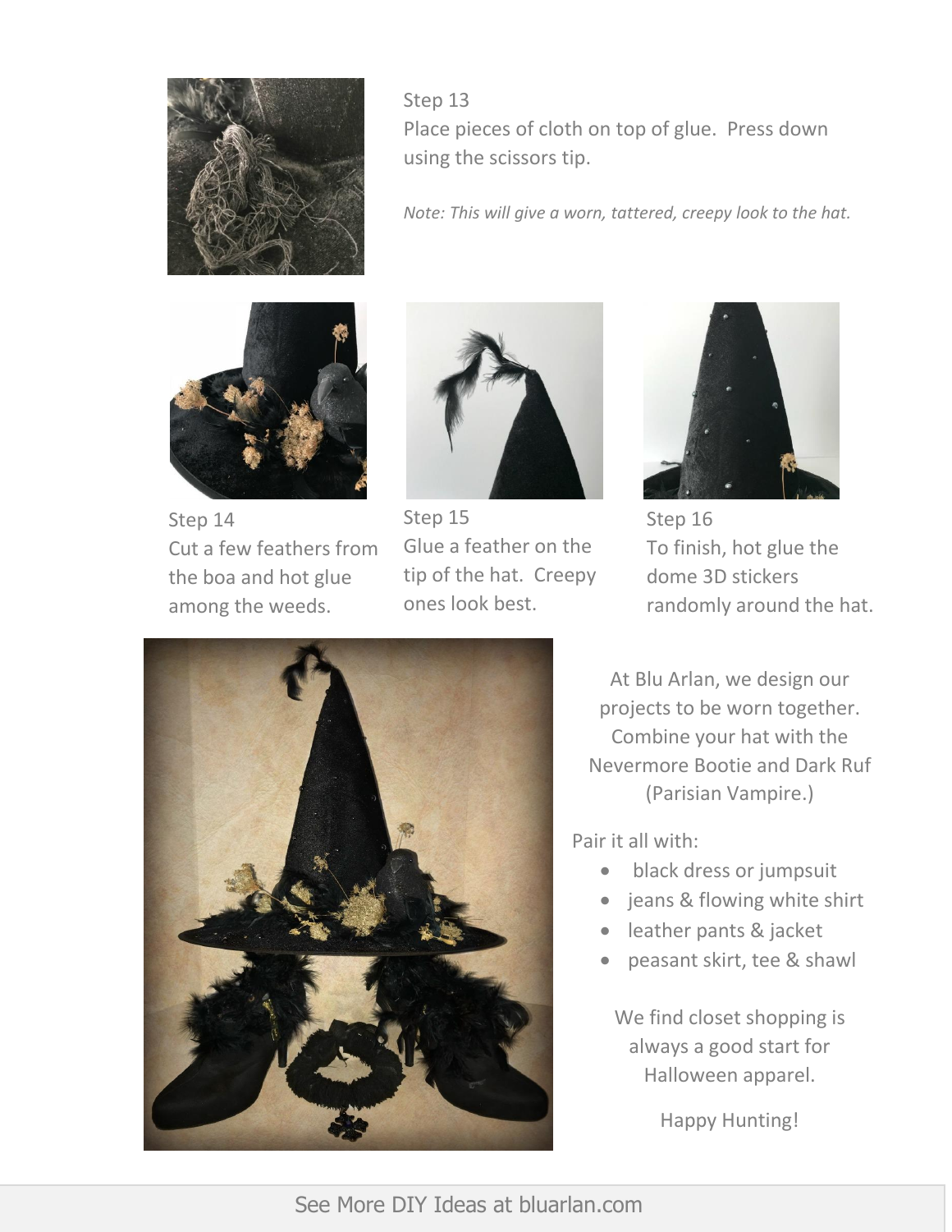Step 13

Place pieces of cloth on top of glue. Press down using the scissors tip.

*Note: This will give a worn, tattered, creepy look to the hat.*

Step 14

Cut a few feathers from the boa and hot glue among the weeds.

Step 15

Glue a feather on the tip of the hat. Creepy ones look best.

Step 16

To finish, hot glue the dome 3D stickers randomly around the hat.

At Blu Arlan, we design our projects to be worn together. Combine your hat with the Nevermore Bootie and Dark Ruf (Parisian Vampire.)

Pair it all with:

- black dress or jumpsuit
- jeans & flowing white shirt
- leather pants & jacket
- peasant skirt, tee & shawl

We find closet shopping is always a good start for Halloween apparel.

Happy Hunting!

See More DIY Ideas at bluarlan.com